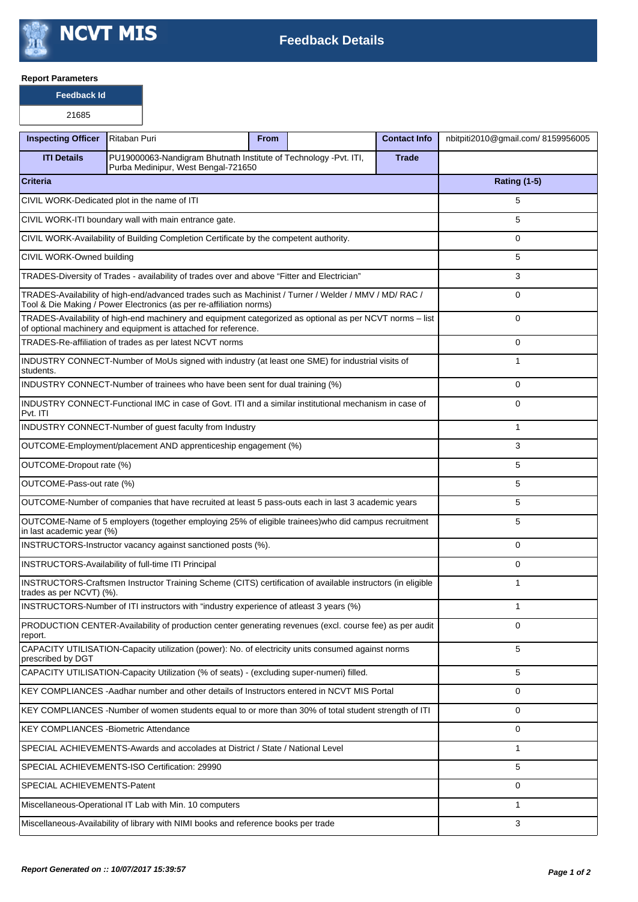# NCVT MIS

## Feedback Details

**Report Parameters**

| Feedback Id |
|---|
| 21685 |

| Inspecting Officer | Ritaban Puri | From | | Contact Info | nbitpiti2010@gmail.com/ 8159956005 |
|---|---|---|---|---|---|
| ITI Details | PU19000063-Nandigram Bhutnath Institute of Technology -Pvt. ITI, Purba Medinipur, West Bengal-721650 | | | Trade | |

| Criteria | Rating (1-5) |
|---|---|
| CIVIL WORK-Dedicated plot in the name of ITI | 5 |
| CIVIL WORK-ITI boundary wall with main entrance gate. | 5 |
| CIVIL WORK-Availability of Building Completion Certificate by the competent authority. | 0 |
| CIVIL WORK-Owned building | 5 |
| TRADES-Diversity of Trades - availability of trades over and above "Fitter and Electrician" | 3 |
| TRADES-Availability of high-end/advanced trades such as Machinist / Turner / Welder / MMV / MD/ RAC / Tool & Die Making / Power Electronics (as per re-affiliation norms) | 0 |
| TRADES-Availability of high-end machinery and equipment categorized as optional as per NCVT norms – list of optional machinery and equipment is attached for reference. | 0 |
| TRADES-Re-affiliation of trades as per latest NCVT norms | 0 |
| INDUSTRY CONNECT-Number of MoUs signed with industry (at least one SME) for industrial visits of students. | 1 |
| INDUSTRY CONNECT-Number of trainees who have been sent for dual training (%) | 0 |
| INDUSTRY CONNECT-Functional IMC in case of Govt. ITI and a similar institutional mechanism in case of Pvt. ITI | 0 |
| INDUSTRY CONNECT-Number of guest faculty from Industry | 1 |
| OUTCOME-Employment/placement AND apprenticeship engagement (%) | 3 |
| OUTCOME-Dropout rate (%) | 5 |
| OUTCOME-Pass-out rate (%) | 5 |
| OUTCOME-Number of companies that have recruited at least 5 pass-outs each in last 3 academic years | 5 |
| OUTCOME-Name of 5 employers (together employing 25% of eligible trainees)who did campus recruitment in last academic year (%) | 5 |
| INSTRUCTORS-Instructor vacancy against sanctioned posts (%). | 0 |
| INSTRUCTORS-Availability of full-time ITI Principal | 0 |
| INSTRUCTORS-Craftsmen Instructor Training Scheme (CITS) certification of available instructors (in eligible trades as per NCVT) (%). | 1 |
| INSTRUCTORS-Number of ITI instructors with "industry experience of atleast 3 years (%) | 1 |
| PRODUCTION CENTER-Availability of production center generating revenues (excl. course fee) as per audit report. | 0 |
| CAPACITY UTILISATION-Capacity utilization (power): No. of electricity units consumed against norms prescribed by DGT | 5 |
| CAPACITY UTILISATION-Capacity Utilization (% of seats) - (excluding super-numeri) filled. | 5 |
| KEY COMPLIANCES -Aadhar number and other details of Instructors entered in NCVT MIS Portal | 0 |
| KEY COMPLIANCES -Number of women students equal to or more than 30% of total student strength of ITI | 0 |
| KEY COMPLIANCES -Biometric Attendance | 0 |
| SPECIAL ACHIEVEMENTS-Awards and accolades at District / State / National Level | 1 |
| SPECIAL ACHIEVEMENTS-ISO Certification: 29990 | 5 |
| SPECIAL ACHIEVEMENTS-Patent | 0 |
| Miscellaneous-Operational IT Lab with Min. 10 computers | 1 |
| Miscellaneous-Availability of library with NIMI books and reference books per trade | 3 |

***Report Generated on :: 10/07/2017 15:39:57***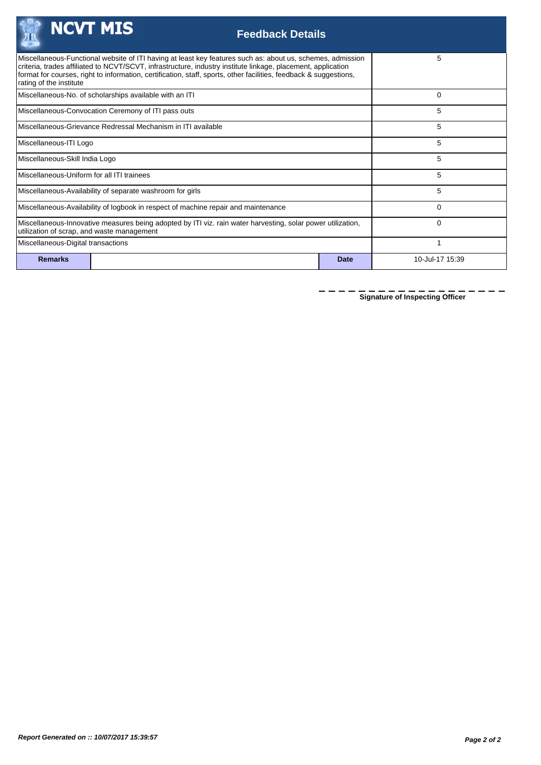# NCVT MIS

## Feedback Details

| | | | |
|---|---|---|---|
| Miscellaneous-Functional website of ITI having at least key features such as: about us, schemes, admission criteria, trades affiliated to NCVT/SCVT, infrastructure, industry institute linkage, placement, application format for courses, right to information, certification, staff, sports, other facilities, feedback & suggestions, rating of the institute | | | 5 |
| Miscellaneous-No. of scholarships available with an ITI | | | 0 |
| Miscellaneous-Convocation Ceremony of ITI pass outs | | | 5 |
| Miscellaneous-Grievance Redressal Mechanism in ITI available | | | 5 |
| Miscellaneous-ITI Logo | | | 5 |
| Miscellaneous-Skill India Logo | | | 5 |
| Miscellaneous-Uniform for all ITI trainees | | | 5 |
| Miscellaneous-Availability of separate washroom for girls | | | 5 |
| Miscellaneous-Availability of logbook in respect of machine repair and maintenance | | | 0 |
| Miscellaneous-Innovative measures being adopted by ITI viz. rain water harvesting, solar power utilization, utilization of scrap, and waste management | | | 0 |
| Miscellaneous-Digital transactions | | | 1 |
| **Remarks** | | **Date** | 10-Jul-17 15:39 |

**Signature of Inspecting Officer**

*Report Generated on :: 10/07/2017 15:39:57*